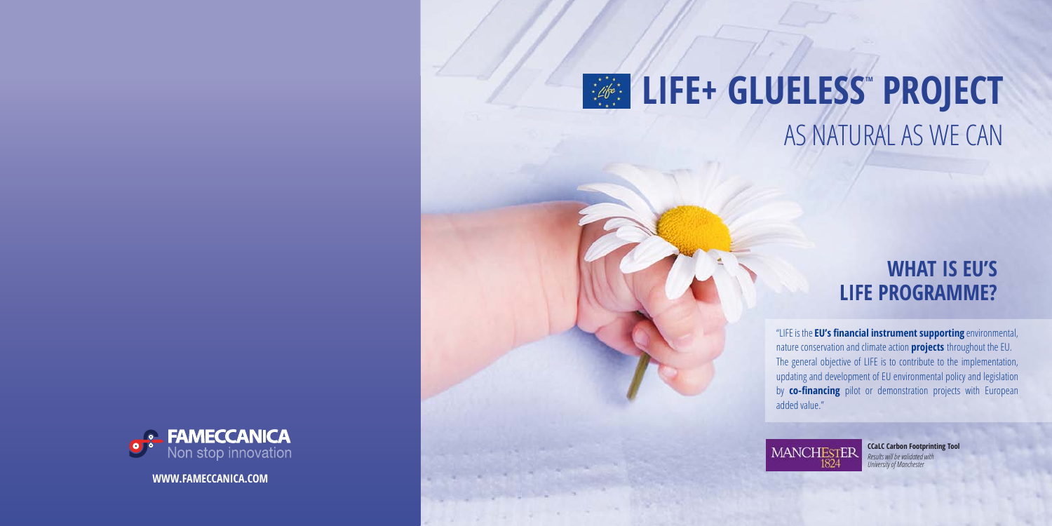# LIFE+ GLUELESS™ PROJECT

AS NATURAL AS WE CAN

## WHAT IS EU'S LIFE PROGRAMME?

"LIFE is the **EU's financial instrument supporting** environmental, nature conservation and climate action **projects** throughout the EU. The general objective of LIFE is to contribute to the implementation, updating and development of EU environmental policy and legislation by **co-financing** pilot or demonstration projects with European added value."

MANCHESTER 1824

**CCaLC Carbon Footprinting Tool**
*Results will be validated with University of Manchester*

FAMECCANICA
Non stop innovation

**WWW.FAMECCANICA.COM**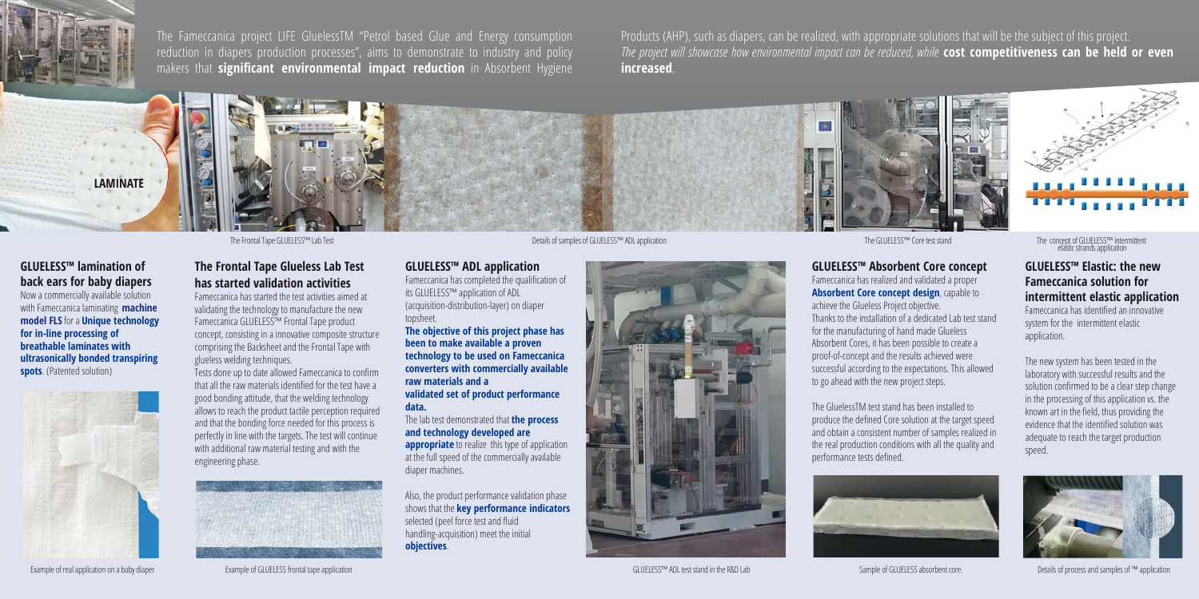The Fameccanica project LIFE GluelessTM "Petrol based Glue and Energy consumption reduction in diapers production processes", aims to demonstrate to industry and policy makers that **significant environmental impact reduction** in Absorbent Hygiene Products (AHP), such as diapers, can be realized, with appropriate solutions that will be the subject of this project. *The project will showcase how environmental impact can be reduced, while* **cost competitiveness can be held or even increased**.

LAMINATE

The Frontal Tape GLUELESS™ Lab Test

Details of samples of GLUELESS™ ADL application

The GLUELESS™ Core test stand

The concept of GLUELESS™ intermittent elastic strands application

## GLUELESS™ lamination of back ears for baby diapers

Now a commercially available solution with Fameccanica laminating **machine model FLS** for a **Unique technology for in-line processing of breathable laminates with ultrasonically bonded transpiring spots**. (Patented solution)

Example of real application on a baby diaper

## The Frontal Tape Glueless Lab Test has started validation activities

Fameccanica has started the test activities aimed at validating the technology to manufacture the new Fameccanica GLUELESS™ Frontal Tape product concept, consisting in a innovative composite structure comprising the Backsheet and the Frontal Tape with glueless welding techniques.

Tests done up to date allowed Fameccanica to confirm that all the raw materials identified for the test have a good bonding attitude, that the welding technology allows to reach the product tactile perception required and that the bonding force needed for this process is perfectly in line with the targets. The test will continue with additional raw material testing and with the engineering phase.

Example of GLUELESS frontal tape application

## GLUELESS™ ADL application

Fameccanica has completed the qualification of its GLUELESS™ application of ADL (acquisition-distribution-layer) on diaper topsheet.

**The objective of this project phase has been to make available a proven technology to be used on Fameccanica converters with commercially available raw materials and a validated set of product performance data.**

The lab test demonstrated that **the process and technology developed are appropriate** to realize this type of application at the full speed of the commercially available diaper machines.

Also, the product performance validation phase shows that the **key performance indicators** selected (peel force test and fluid handling-acquisition) meet the initial **objectives**.

GLUELESS™ ADL test stand in the R&D Lab

## GLUELESS™ Absorbent Core concept

Fameccanica has realized and validated a proper **Absorbent Core concept design**, capable to achieve the Glueless Project objective.

Thanks to the installation of a dedicated Lab test stand for the manufacturing of hand made Glueless Absorbent Cores, it has been possible to create a proof-of-concept and the results achieved were successful according to the expectations. This allowed to go ahead with the new project steps.

The GluelessTM test stand has been installed to produce the defined Core solution at the target speed and obtain a consistent number of samples realized in the real production conditions with all the quality and performance tests defined.

Sample of GLUELESS absorbent core.

## GLUELESS™ Elastic: the new Fameccanica solution for intermittent elastic application

Fameccanica has identified an innovative system for the intermittent elastic application.

The new system has been tested in the laboratory with successful results and the solution confirmed to be a clear step change in the processing of this application vs. the known art in the field, thus providing the evidence that the identified solution was adequate to reach the target production speed.

Details of process and samples of ™ application